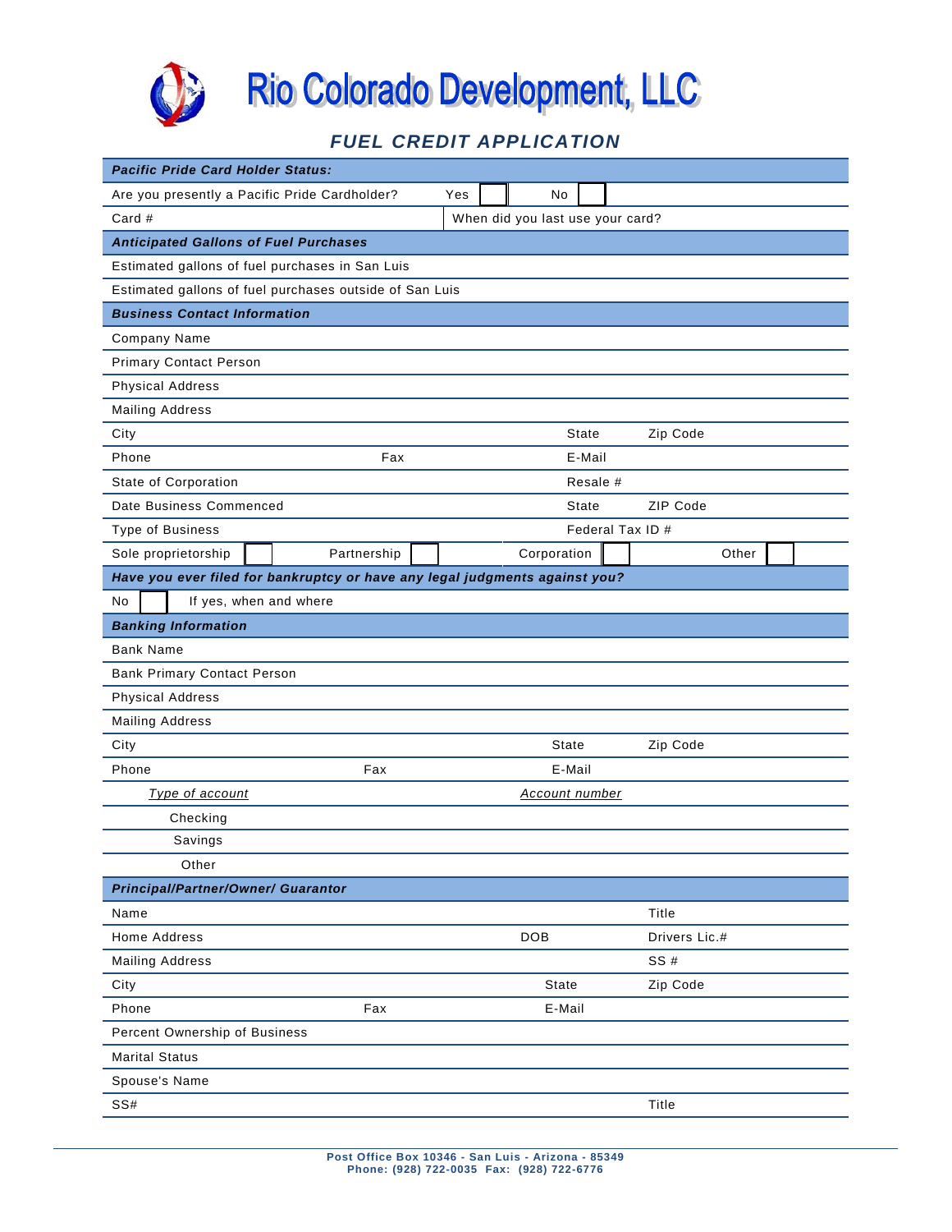# Rio Colorado Development, LLC

## *FUEL CREDIT APPLICATION*

***Pacific Pride Card Holder Status:***

| | | | |
|---|---|---|---|
| Are you presently a Pacific Pride Cardholder? | Yes ☐ | No ☐ | |
| Card # | When did you last use your card? | | |

***Anticipated Gallons of Fuel Purchases***

Estimated gallons of fuel purchases in San Luis

Estimated gallons of fuel purchases outside of San Luis

***Business Contact Information***

| | | | |
|---|---|---|---|
| Company Name | | | |
| Primary Contact Person | | | |
| Physical Address | | | |
| Mailing Address | | | |
| City | | State | Zip Code |
| Phone | Fax | E-Mail | |
| State of Corporation | | Resale # | |
| Date Business Commenced | | State | ZIP Code |
| Type of Business | | Federal Tax ID # | |
| Sole proprietorship ☐ | Partnership ☐ | Corporation ☐ | Other ☐ |

***Have you ever filed for bankruptcy or have any legal judgments against you?***

No ☐ If yes, when and where

***Banking Information***

| | | | |
|---|---|---|---|
| Bank Name | | | |
| Bank Primary Contact Person | | | |
| Physical Address | | | |
| Mailing Address | | | |
| City | | State | Zip Code |
| Phone | Fax | E-Mail | |

| *Type of account* | *Account number* |
|---|---|
| Checking | |
| Savings | |
| Other | |

***Principal/Partner/Owner/ Guarantor***

| | | | |
|---|---|---|---|
| Name | | | Title |
| Home Address | | DOB | Drivers Lic.# |
| Mailing Address | | | SS # |
| City | | State | Zip Code |
| Phone | Fax | E-Mail | |
| Percent Ownership of Business | | | |
| Marital Status | | | |
| Spouse's Name | | | |
| SS# | | | Title |

**Post Office Box 10346 - San Luis - Arizona - 85349**
**Phone: (928) 722-0035 Fax: (928) 722-6776**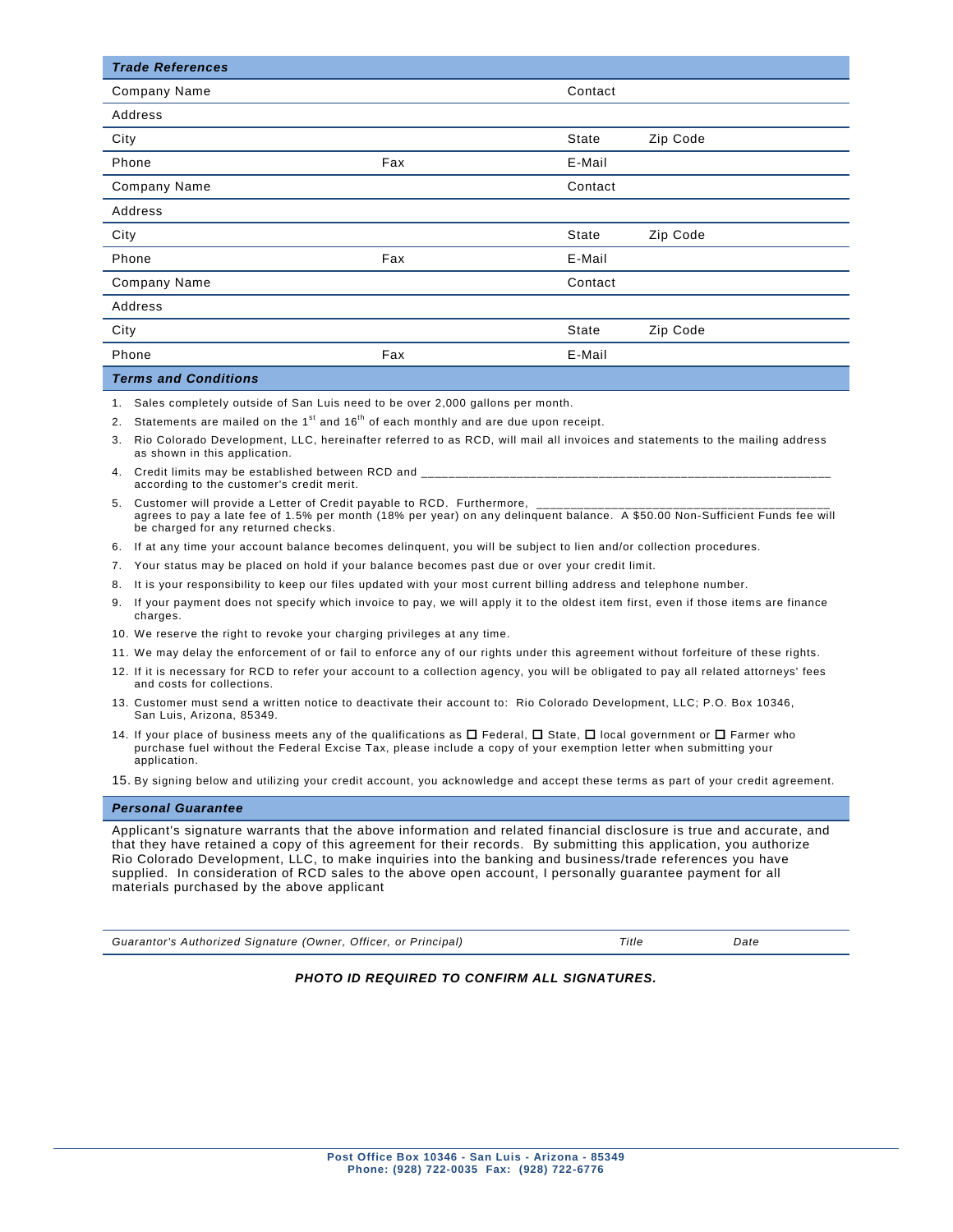### *Trade References*

| Company Name | | Contact | |
|---|---|---|---|
| Address | | | |
| City | | State | Zip Code |
| Phone | Fax | E-Mail | |
| Company Name | | Contact | |
| Address | | | |
| City | | State | Zip Code |
| Phone | Fax | E-Mail | |
| Company Name | | Contact | |
| Address | | | |
| City | | State | Zip Code |
| Phone | Fax | E-Mail | |

### *Terms and Conditions*

1. Sales completely outside of San Luis need to be over 2,000 gallons per month.
2. Statements are mailed on the 1st and 16th of each monthly and are due upon receipt.
3. Rio Colorado Development, LLC, hereinafter referred to as RCD, will mail all invoices and statements to the mailing address as shown in this application.
4. Credit limits may be established between RCD and ____________________________________________________________ according to the customer's credit merit.
5. Customer will provide a Letter of Credit payable to RCD. Furthermore, ______________________________________________ agrees to pay a late fee of 1.5% per month (18% per year) on any delinquent balance. A $50.00 Non-Sufficient Funds fee will be charged for any returned checks.
6. If at any time your account balance becomes delinquent, you will be subject to lien and/or collection procedures.
7. Your status may be placed on hold if your balance becomes past due or over your credit limit.
8. It is your responsibility to keep our files updated with your most current billing address and telephone number.
9. If your payment does not specify which invoice to pay, we will apply it to the oldest item first, even if those items are finance charges.
10. We reserve the right to revoke your charging privileges at any time.
11. We may delay the enforcement of or fail to enforce any of our rights under this agreement without forfeiture of these rights.
12. If it is necessary for RCD to refer your account to a collection agency, you will be obligated to pay all related attorneys' fees and costs for collections.
13. Customer must send a written notice to deactivate their account to: Rio Colorado Development, LLC; P.O. Box 10346, San Luis, Arizona, 85349.
14. If your place of business meets any of the qualifications as ☐ Federal, ☐ State, ☐ local government or ☐ Farmer who purchase fuel without the Federal Excise Tax, please include a copy of your exemption letter when submitting your application.
15. By signing below and utilizing your credit account, you acknowledge and accept these terms as part of your credit agreement.

### *Personal Guarantee*

Applicant's signature warrants that the above information and related financial disclosure is true and accurate, and that they have retained a copy of this agreement for their records. By submitting this application, you authorize Rio Colorado Development, LLC, to make inquiries into the banking and business/trade references you have supplied. In consideration of RCD sales to the above open account, I personally guarantee payment for all materials purchased by the above applicant

| *Guarantor's Authorized Signature (Owner, Officer, or Principal)* | *Title* | *Date* |
|---|---|---|

***PHOTO ID REQUIRED TO CONFIRM ALL SIGNATURES.***

**Post Office Box 10346 - San Luis - Arizona - 85349**
**Phone: (928) 722-0035 Fax: (928) 722-6776**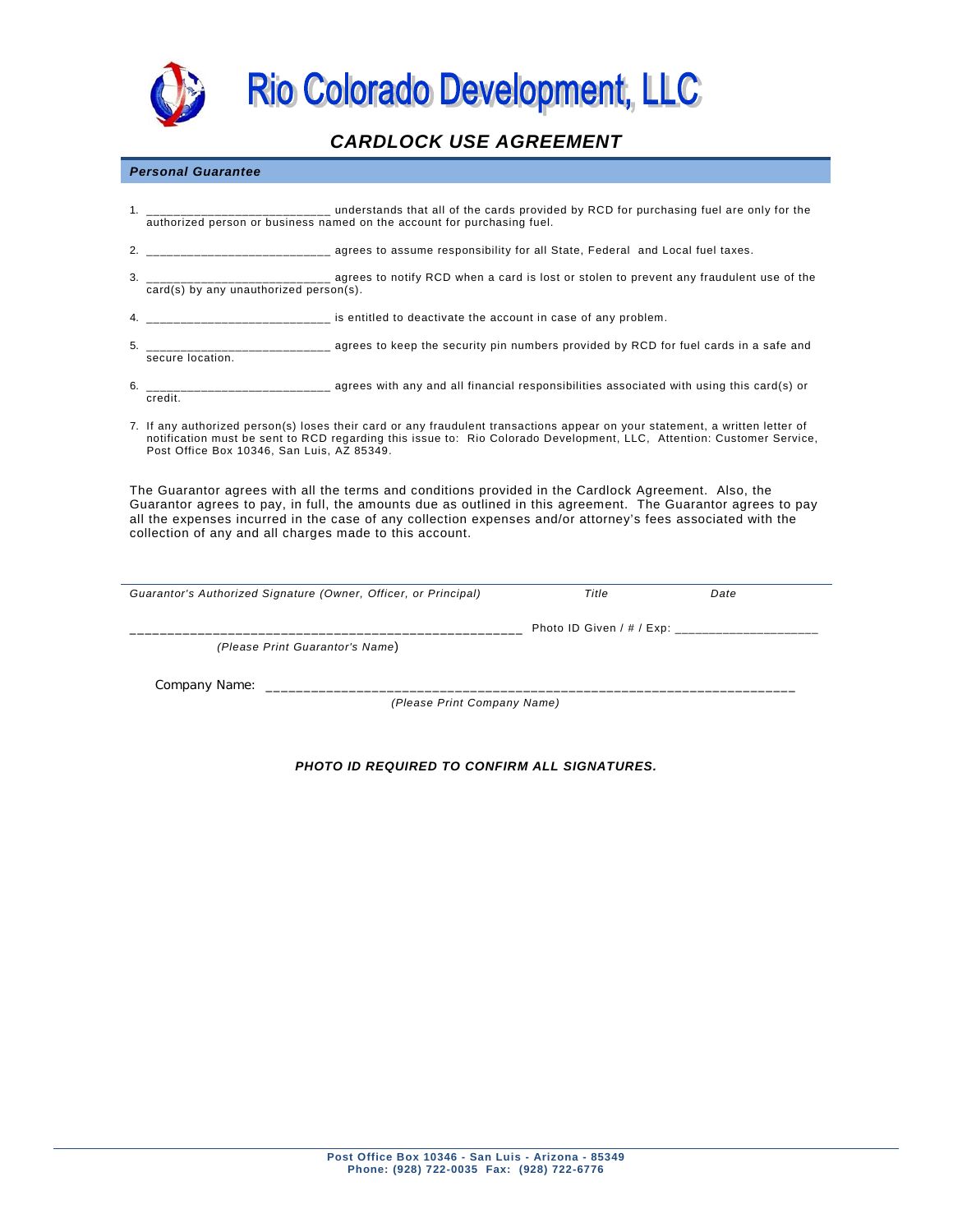# Rio Colorado Development, LLC

## *CARDLOCK USE AGREEMENT*

### ***Personal Guarantee***

1. __________________________ understands that all of the cards provided by RCD for purchasing fuel are only for the authorized person or business named on the account for purchasing fuel.
2. __________________________ agrees to assume responsibility for all State, Federal and Local fuel taxes.
3. __________________________ agrees to notify RCD when a card is lost or stolen to prevent any fraudulent use of the card(s) by any unauthorized person(s).
4. __________________________ is entitled to deactivate the account in case of any problem.
5. __________________________ agrees to keep the security pin numbers provided by RCD for fuel cards in a safe and secure location.
6. __________________________ agrees with any and all financial responsibilities associated with using this card(s) or credit.
7. If any authorized person(s) loses their card or any fraudulent transactions appear on your statement, a written letter of notification must be sent to RCD regarding this issue to: Rio Colorado Development, LLC, Attention: Customer Service, Post Office Box 10346, San Luis, AZ 85349.

The Guarantor agrees with all the terms and conditions provided in the Cardlock Agreement. Also, the Guarantor agrees to pay, in full, the amounts due as outlined in this agreement. The Guarantor agrees to pay all the expenses incurred in the case of any collection expenses and/or attorney's fees associated with the collection of any and all charges made to this account.

_____________________________________________________________________________

*Guarantor's Authorized Signature (Owner, Officer, or Principal)* *Title* *Date*

____________________________________________________ Photo ID Given / # / Exp: ____________________

*(Please Print Guarantor's Name)*

Company Name: ______________________________________________________________________

*(Please Print Company Name)*

***PHOTO ID REQUIRED TO CONFIRM ALL SIGNATURES.***

**Post Office Box 10346 - San Luis - Arizona - 85349**
**Phone: (928) 722-0035 Fax: (928) 722-6776**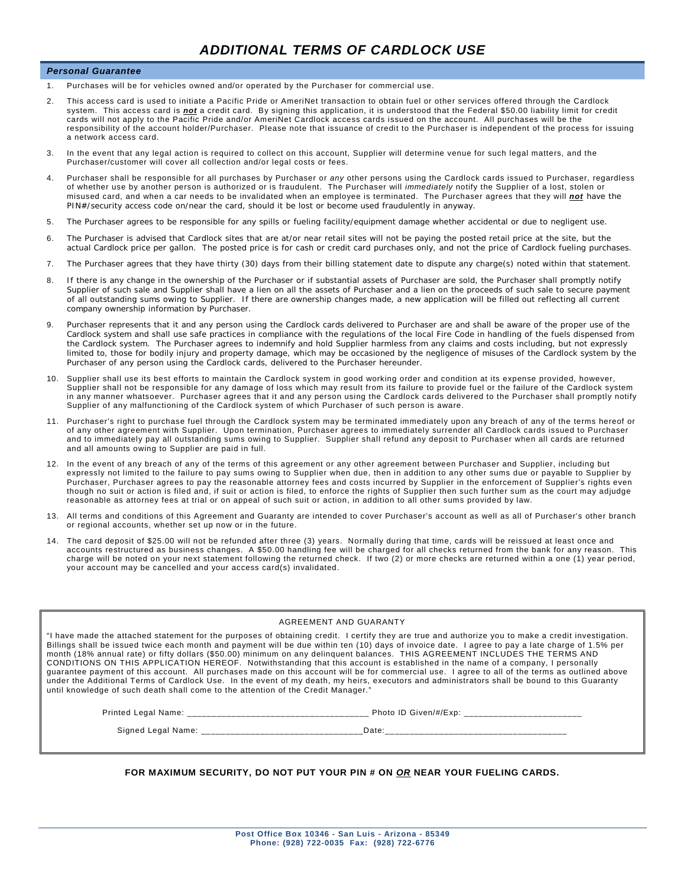# *ADDITIONAL TERMS OF CARDLOCK USE*

### *Personal Guarantee*

1. Purchases will be for vehicles owned and/or operated by the Purchaser for commercial use.

2. This access card is used to initiate a Pacific Pride or AmeriNet transaction to obtain fuel or other services offered through the Cardlock system. This access card is ***not*** a credit card. By signing this application, it is understood that the Federal $50.00 liability limit for credit cards will not apply to the Pacific Pride and/or AmeriNet Cardlock access cards issued on the account. All purchases will be the responsibility of the account holder/Purchaser. Please note that issuance of credit to the Purchaser is independent of the process for issuing a network access card.

3. In the event that any legal action is required to collect on this account, Supplier will determine venue for such legal matters, and the Purchaser/customer will cover all collection and/or legal costs or fees.

4. Purchaser shall be responsible for all purchases by Purchaser or *any* other persons using the Cardlock cards issued to Purchaser, regardless of whether use by another person is authorized or is fraudulent. The Purchaser will *immediately* notify the Supplier of a lost, stolen or misused card, and when a car needs to be invalidated when an employee is terminated. The Purchaser agrees that they will ***not*** have the PIN#/security access code on/near the card, should it be lost or become used fraudulently in anyway.

5. The Purchaser agrees to be responsible for any spills or fueling facility/equipment damage whether accidental or due to negligent use.

6. The Purchaser is advised that Cardlock sites that are at/or near retail sites will not be paying the posted retail price at the site, but the actual Cardlock price per gallon. The posted price is for cash or credit card purchases only, and not the price of Cardlock fueling purchases.

7. The Purchaser agrees that they have thirty (30) days from their billing statement date to dispute any charge(s) noted within that statement.

8. If there is any change in the ownership of the Purchaser or if substantial assets of Purchaser are sold, the Purchaser shall promptly notify Supplier of such sale and Supplier shall have a lien on all the assets of Purchaser and a lien on the proceeds of such sale to secure payment of all outstanding sums owing to Supplier. If there are ownership changes made, a new application will be filled out reflecting all current company ownership information by Purchaser.

9. Purchaser represents that it and any person using the Cardlock cards delivered to Purchaser are and shall be aware of the proper use of the Cardlock system and shall use safe practices in compliance with the regulations of the local Fire Code in handling of the fuels dispensed from the Cardlock system. The Purchaser agrees to indemnify and hold Supplier harmless from any claims and costs including, but not expressly limited to, those for bodily injury and property damage, which may be occasioned by the negligence of misuses of the Cardlock system by the Purchaser of any person using the Cardlock cards, delivered to the Purchaser hereunder.

10. Supplier shall use its best efforts to maintain the Cardlock system in good working order and condition at its expense provided, however, Supplier shall not be responsible for any damage of loss which may result from its failure to provide fuel or the failure of the Cardlock system in any manner whatsoever. Purchaser agrees that it and any person using the Cardlock cards delivered to the Purchaser shall promptly notify Supplier of any malfunctioning of the Cardlock system of which Purchaser of such person is aware.

11. Purchaser's right to purchase fuel through the Cardlock system may be terminated immediately upon any breach of any of the terms hereof or of any other agreement with Supplier. Upon termination, Purchaser agrees to immediately surrender all Cardlock cards issued to Purchaser and to immediately pay all outstanding sums owing to Supplier. Supplier shall refund any deposit to Purchaser when all cards are returned and all amounts owing to Supplier are paid in full.

12. In the event of any breach of any of the terms of this agreement or any other agreement between Purchaser and Supplier, including but expressly not limited to the failure to pay sums owing to Supplier when due, then in addition to any other sums due or payable to Supplier by Purchaser, Purchaser agrees to pay the reasonable attorney fees and costs incurred by Supplier in the enforcement of Supplier's rights even though no suit or action is filed and, if suit or action is filed, to enforce the rights of Supplier then such further sum as the court may adjudge reasonable as attorney fees at trial or on appeal of such suit or action, in addition to all other sums provided by law.

13. All terms and conditions of this Agreement and Guaranty are intended to cover Purchaser's account as well as all of Purchaser's other branch or regional accounts, whether set up now or in the future.

14. The card deposit of $25.00 will not be refunded after three (3) years. Normally during that time, cards will be reissued at least once and accounts restructured as business changes. A $50.00 handling fee will be charged for all checks returned from the bank for any reason. This charge will be noted on your next statement following the returned check. If two (2) or more checks are returned within a one (1) year period, your account may be cancelled and your access card(s) invalidated.

AGREEMENT AND GUARANTY

"I have made the attached statement for the purposes of obtaining credit. I certify they are true and authorize you to make a credit investigation. Billings shall be issued twice each month and payment will be due within ten (10) days of invoice date. I agree to pay a late charge of 1.5% per month (18% annual rate) or fifty dollars ($50.00) minimum on any delinquent balances. THIS AGREEMENT INCLUDES THE TERMS AND CONDITIONS ON THIS APPLICATION HEREOF. Notwithstanding that this account is established in the name of a company, I personally guarantee payment of this account. All purchases made on this account will be for commercial use. I agree to all of the terms as outlined above under the Additional Terms of Cardlock Use. In the event of my death, my heirs, executors and administrators shall be bound to this Guaranty until knowledge of such death shall come to the attention of the Credit Manager."

Printed Legal Name: ___________________________________ Photo ID Given/#/Exp: _______________________

Signed Legal Name: _______________________________Date:___________________________________

**FOR MAXIMUM SECURITY, DO NOT PUT YOUR PIN # ON *OR* NEAR YOUR FUELING CARDS.**

**Post Office Box 10346 - San Luis - Arizona - 85349**
**Phone: (928) 722-0035 Fax: (928) 722-6776**